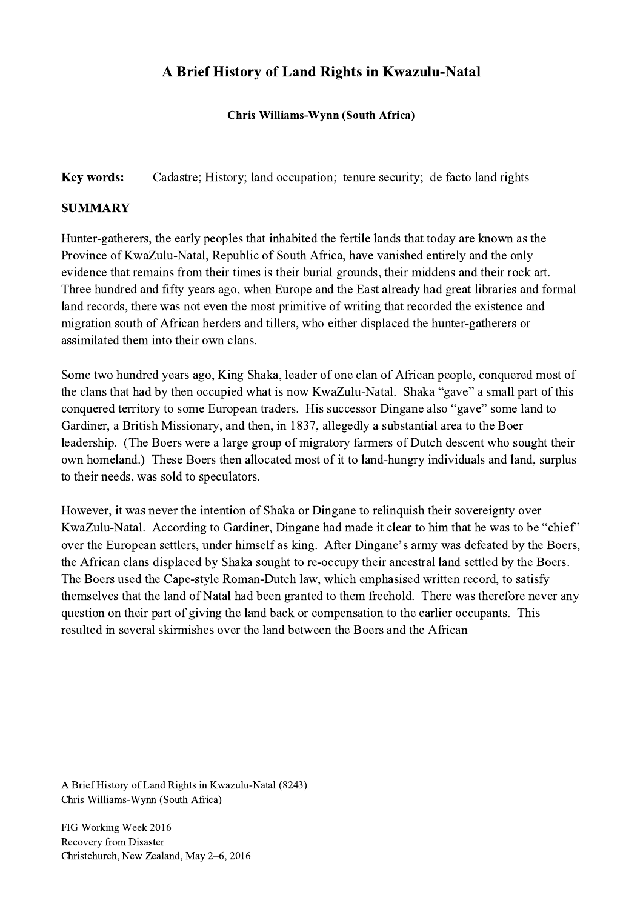# A Brief History of Land Rights in Kwazulu-Natal

**Chris Williams-Wynn (South Africa)**

**Key words:** Cadastre; History; land occupation; tenure security; de facto land rights

## SUMMARY

Hunter-gatherers, the early peoples that inhabited the fertile lands that today are known as the Province of KwaZulu-Natal, Republic of South Africa, have vanished entirely and the only evidence that remains from their times is their burial grounds, their middens and their rock art. Three hundred and fifty years ago, when Europe and the East already had great libraries and formal land records, there was not even the most primitive of writing that recorded the existence and migration south of African herders and tillers, who either displaced the hunter-gatherers or assimilated them into their own clans.

Some two hundred years ago, King Shaka, leader of one clan of African people, conquered most of the clans that had by then occupied what is now KwaZulu-Natal. Shaka "gave" a small part of this conquered territory to some European traders. His successor Dingane also "gave" some land to Gardiner, a British Missionary, and then, in 1837, allegedly a substantial area to the Boer leadership. (The Boers were a large group of migratory farmers of Dutch descent who sought their own homeland.) These Boers then allocated most of it to land-hungry individuals and land, surplus to their needs, was sold to speculators.

However, it was never the intention of Shaka or Dingane to relinquish their sovereignty over KwaZulu-Natal. According to Gardiner, Dingane had made it clear to him that he was to be "chief" over the European settlers, under himself as king. After Dingane's army was defeated by the Boers, the African clans displaced by Shaka sought to re-occupy their ancestral land settled by the Boers. The Boers used the Cape-style Roman-Dutch law, which emphasised written record, to satisfy themselves that the land of Natal had been granted to them freehold. There was therefore never any question on their part of giving the land back or compensation to the earlier occupants. This resulted in several skirmishes over the land between the Boers and the African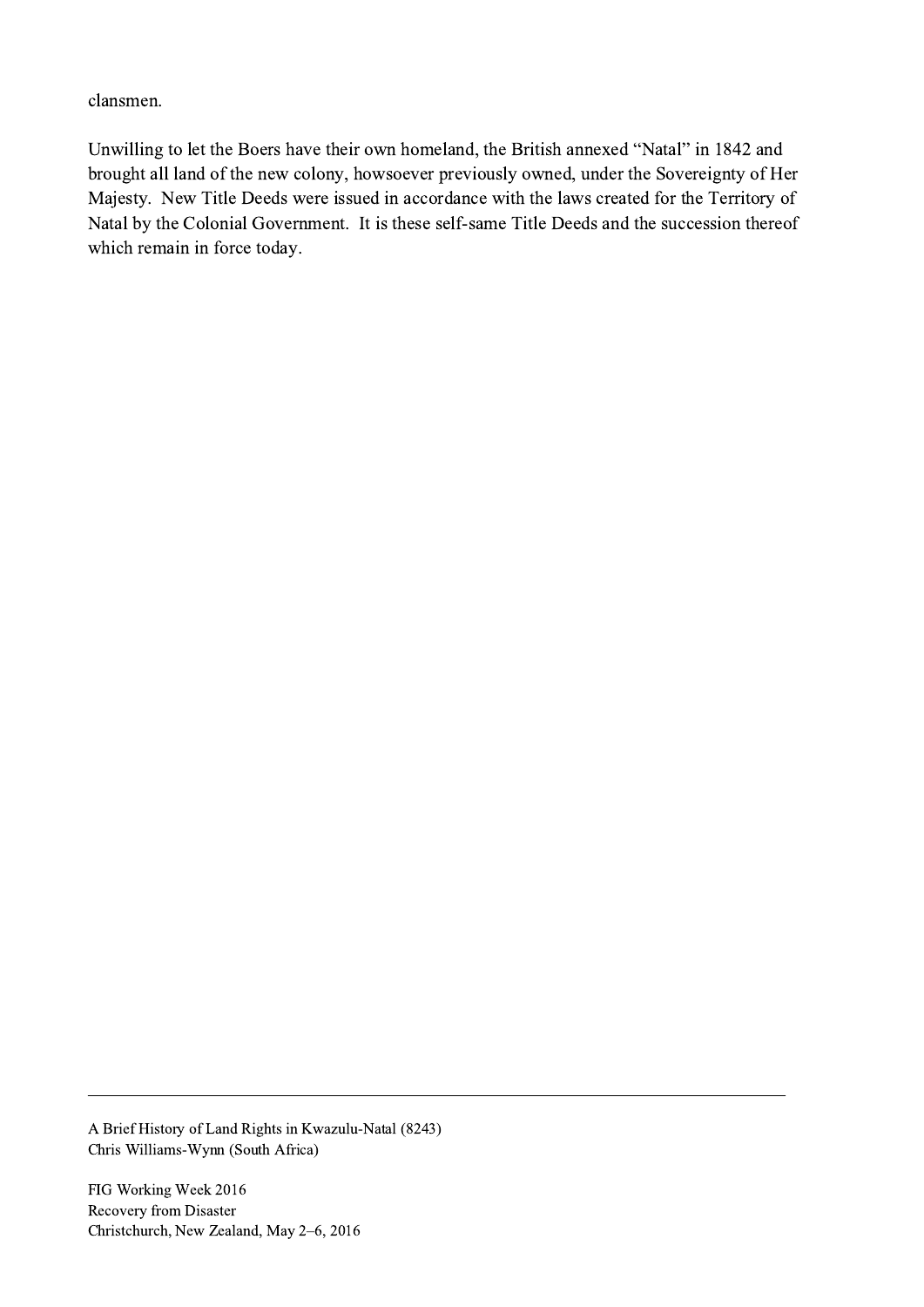clansmen.

Unwilling to let the Boers have their own homeland, the British annexed “Natal” in 1842 and brought all land of the new colony, howsoever previously owned, under the Sovereignty of Her Majesty. New Title Deeds were issued in accordance with the laws created for the Territory of Natal by the Colonial Government. It is these self-same Title Deeds and the succession thereof which remain in force today.